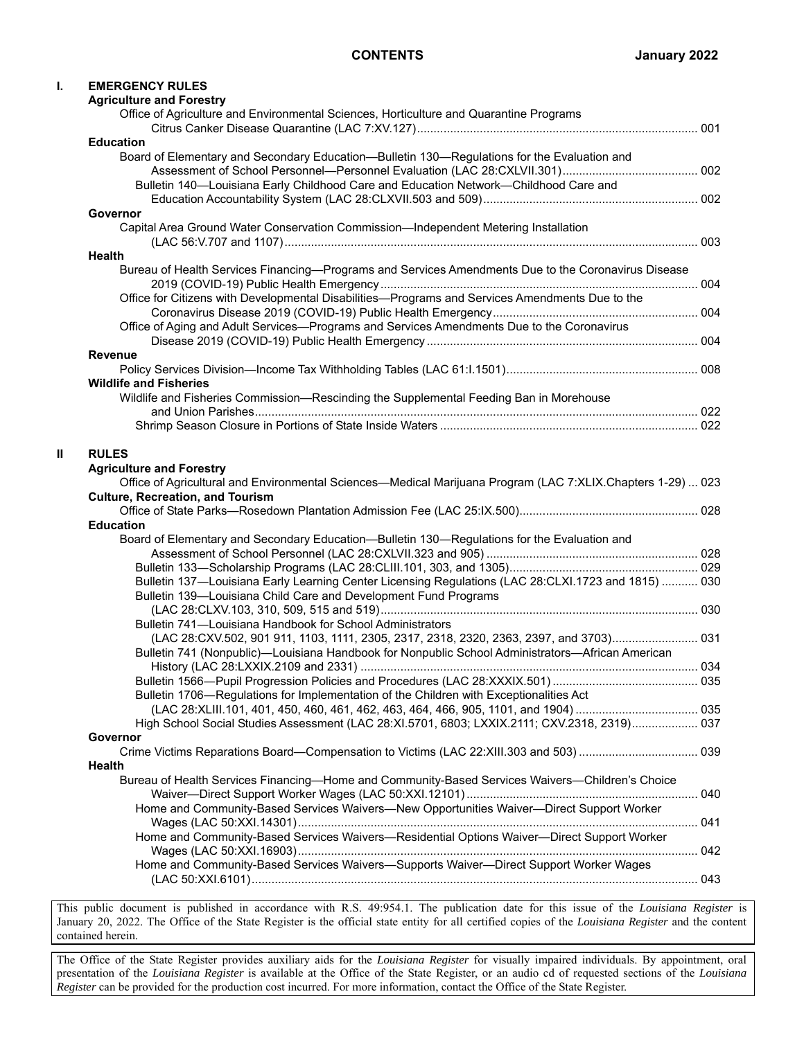# CONTENTS

**January 2022**

## I. EMERGENCY RULES

**Agriculture and Forestry**

Office of Agriculture and Environmental Sciences, Horticulture and Quarantine Programs
Citrus Canker Disease Quarantine (LAC 7:XV.127) ..... 001

**Education**

Board of Elementary and Secondary Education—Bulletin 130—Regulations for the Evaluation and Assessment of School Personnel—Personnel Evaluation (LAC 28:CXLVII.301) ..... 002

Bulletin 140—Louisiana Early Childhood Care and Education Network—Childhood Care and Education Accountability System (LAC 28:CLXVII.503 and 509) ..... 002

**Governor**

Capital Area Ground Water Conservation Commission—Independent Metering Installation (LAC 56:V.707 and 1107) ..... 003

**Health**

Bureau of Health Services Financing—Programs and Services Amendments Due to the Coronavirus Disease 2019 (COVID-19) Public Health Emergency ..... 004

Office for Citizens with Developmental Disabilities—Programs and Services Amendments Due to the Coronavirus Disease 2019 (COVID-19) Public Health Emergency ..... 004

Office of Aging and Adult Services—Programs and Services Amendments Due to the Coronavirus Disease 2019 (COVID-19) Public Health Emergency ..... 004

**Revenue**

Policy Services Division—Income Tax Withholding Tables (LAC 61:I.1501) ..... 008

**Wildlife and Fisheries**

Wildlife and Fisheries Commission—Rescinding the Supplemental Feeding Ban in Morehouse and Union Parishes ..... 022

Shrimp Season Closure in Portions of State Inside Waters ..... 022

## II RULES

**Agriculture and Forestry**

Office of Agricultural and Environmental Sciences—Medical Marijuana Program (LAC 7:XLIX.Chapters 1-29) ... 023

**Culture, Recreation, and Tourism**

Office of State Parks—Rosedown Plantation Admission Fee (LAC 25:IX.500) ..... 028

**Education**

Board of Elementary and Secondary Education—Bulletin 130—Regulations for the Evaluation and Assessment of School Personnel (LAC 28:CXLVII.323 and 905) ..... 028

Bulletin 133—Scholarship Programs (LAC 28:CLIII.101, 303, and 1305) ..... 029

Bulletin 137—Louisiana Early Learning Center Licensing Regulations (LAC 28:CLXI.1723 and 1815) ..... 030

Bulletin 139—Louisiana Child Care and Development Fund Programs (LAC 28:CLXV.103, 310, 509, 515 and 519) ..... 030

Bulletin 741—Louisiana Handbook for School Administrators (LAC 28:CXV.502, 901 911, 1103, 1111, 2305, 2317, 2318, 2320, 2363, 2397, and 3703) ..... 031

Bulletin 741 (Nonpublic)—Louisiana Handbook for Nonpublic School Administrators—African American History (LAC 28:LXXIX.2109 and 2331) ..... 034

Bulletin 1566—Pupil Progression Policies and Procedures (LAC 28:XXXIX.501) ..... 035

Bulletin 1706—Regulations for Implementation of the Children with Exceptionalities Act (LAC 28:XLIII.101, 401, 450, 460, 461, 462, 463, 464, 466, 905, 1101, and 1904) ..... 035

High School Social Studies Assessment (LAC 28:XI.5701, 6803; LXXIX.2111; CXV.2318, 2319) ..... 037

**Governor**

Crime Victims Reparations Board—Compensation to Victims (LAC 22:XIII.303 and 503) ..... 039

**Health**

Bureau of Health Services Financing—Home and Community-Based Services Waivers—Children's Choice Waiver—Direct Support Worker Wages (LAC 50:XXI.12101) ..... 040

Home and Community-Based Services Waivers—New Opportunities Waiver—Direct Support Worker Wages (LAC 50:XXI.14301) ..... 041

Home and Community-Based Services Waivers—Residential Options Waiver—Direct Support Worker Wages (LAC 50:XXI.16903) ..... 042

Home and Community-Based Services Waivers—Supports Waiver—Direct Support Worker Wages (LAC 50:XXI.6101) ..... 043

---

This public document is published in accordance with R.S. 49:954.1. The publication date for this issue of the *Louisiana Register* is January 20, 2022. The Office of the State Register is the official state entity for all certified copies of the *Louisiana Register* and the content contained herein.

---

The Office of the State Register provides auxiliary aids for the *Louisiana Register* for visually impaired individuals. By appointment, oral presentation of the *Louisiana Register* is available at the Office of the State Register, or an audio cd of requested sections of the *Louisiana Register* can be provided for the production cost incurred. For more information, contact the Office of the State Register.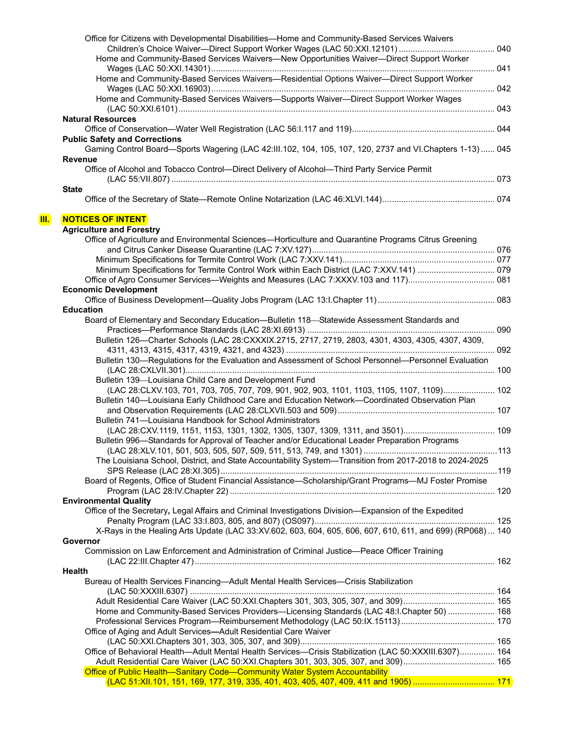Office for Citizens with Developmental Disabilities—Home and Community-Based Services Waivers
Children's Choice Waiver—Direct Support Worker Wages (LAC 50:XXI.12101) ......................................... 040
Home and Community-Based Services Waivers—New Opportunities Waiver—Direct Support Worker Wages (LAC 50:XXI.14301) ......................................... 041
Home and Community-Based Services Waivers—Residential Options Waiver—Direct Support Worker Wages (LAC 50:XXI.16903) ......................................... 042
Home and Community-Based Services Waivers—Supports Waiver—Direct Support Worker Wages (LAC 50:XXI.6101) ......................................... 043

**Natural Resources**
Office of Conservation—Water Well Registration (LAC 56:I.117 and 119) ......................................... 044

**Public Safety and Corrections**
Gaming Control Board—Sports Wagering (LAC 42:III.102, 104, 105, 107, 120, 2737 and VI.Chapters 1-13) ...... 045

**Revenue**
Office of Alcohol and Tobacco Control—Direct Delivery of Alcohol—Third Party Service Permit (LAC 55:VII.807) ......................................... 073

**State**
Office of the Secretary of State—Remote Online Notarization (LAC 46:XLVI.144) ......................................... 074

## III. NOTICES OF INTENT

**Agriculture and Forestry**
Office of Agriculture and Environmental Sciences—Horticulture and Quarantine Programs Citrus Greening and Citrus Canker Disease Quarantine (LAC 7:XV.127) ......................................... 076
Minimum Specifications for Termite Control Work (LAC 7:XXV.141) ......................................... 077
Minimum Specifications for Termite Control Work within Each District (LAC 7:XXV.141) ......................................... 079
Office of Agro Consumer Services—Weights and Measures (LAC 7:XXXV.103 and 117) ......................................... 081

**Economic Development**
Office of Business Development—Quality Jobs Program (LAC 13:I.Chapter 11) ......................................... 083

**Education**
Board of Elementary and Secondary Education—Bulletin 118—Statewide Assessment Standards and Practices—Performance Standards (LAC 28:XI.6913) ......................................... 090
Bulletin 126—Charter Schools (LAC 28:CXXXIX.2715, 2717, 2719, 2803, 4301, 4303, 4305, 4307, 4309, 4311, 4313, 4315, 4317, 4319, 4321, and 4323) ......................................... 092
Bulletin 130—Regulations for the Evaluation and Assessment of School Personnel—Personnel Evaluation (LAC 28:CXLVII.301) ......................................... 100
Bulletin 139—Louisiana Child Care and Development Fund (LAC 28:CLXV.103, 701, 703, 705, 707, 709, 901, 902, 903, 1101, 1103, 1105, 1107, 1109) ......................................... 102
Bulletin 140—Louisiana Early Childhood Care and Education Network—Coordinated Observation Plan and Observation Requirements (LAC 28:CLXVII.503 and 509) ......................................... 107
Bulletin 741—Louisiana Handbook for School Administrators (LAC 28:CXV.1119, 1151, 1153, 1301, 1302, 1305, 1307, 1309, 1311, and 3501) ......................................... 109
Bulletin 996—Standards for Approval of Teacher and/or Educational Leader Preparation Programs (LAC 28:XLV.101, 501, 503, 505, 507, 509, 511, 513, 749, and 1301) ......................................... 113
The Louisiana School, District, and State Accountability System—Transition from 2017-2018 to 2024-2025 SPS Release (LAC 28:XI.305) ......................................... 119
Board of Regents, Office of Student Financial Assistance—Scholarship/Grant Programs—MJ Foster Promise Program (LAC 28:IV.Chapter 22) ......................................... 120

**Environmental Quality**
Office of the Secretary**,** Legal Affairs and Criminal Investigations Division—Expansion of the Expedited Penalty Program (LAC 33:I.803, 805, and 807) (OS097) ......................................... 125
X-Rays in the Healing Arts Update (LAC 33:XV.602, 603, 604, 605, 606, 607, 610, 611, and 699) (RP068) ... 140

**Governor**
Commission on Law Enforcement and Administration of Criminal Justice—Peace Officer Training (LAC 22:III.Chapter 47) ......................................... 162

**Health**
Bureau of Health Services Financing—Adult Mental Health Services—Crisis Stabilization (LAC 50:XXXIII.6307) ......................................... 164
Adult Residential Care Waiver (LAC 50:XXI.Chapters 301, 303, 305, 307, and 309) ......................................... 165
Home and Community-Based Services Providers—Licensing Standards (LAC 48:I.Chapter 50) ......................................... 168
Professional Services Program—Reimbursement Methodology (LAC 50:IX.15113) ......................................... 170
Office of Aging and Adult Services**—**Adult Residential Care Waiver (LAC 50:XXI.Chapters 301, 303, 305, 307, and 309) ......................................... 165
Office of Behavioral Health—Adult Mental Health Services—Crisis Stabilization (LAC 50:XXXIII.6307) ............... 164
Adult Residential Care Waiver (LAC 50:XXI.Chapters 301, 303, 305, 307, and 309) ......................................... 165
Office of Public Health—Sanitary Code—Community Water System Accountability (LAC 51:XII.101, 151, 169, 177, 319, 335, 401, 403, 405, 407, 409, 411 and 1905) ......................................... 171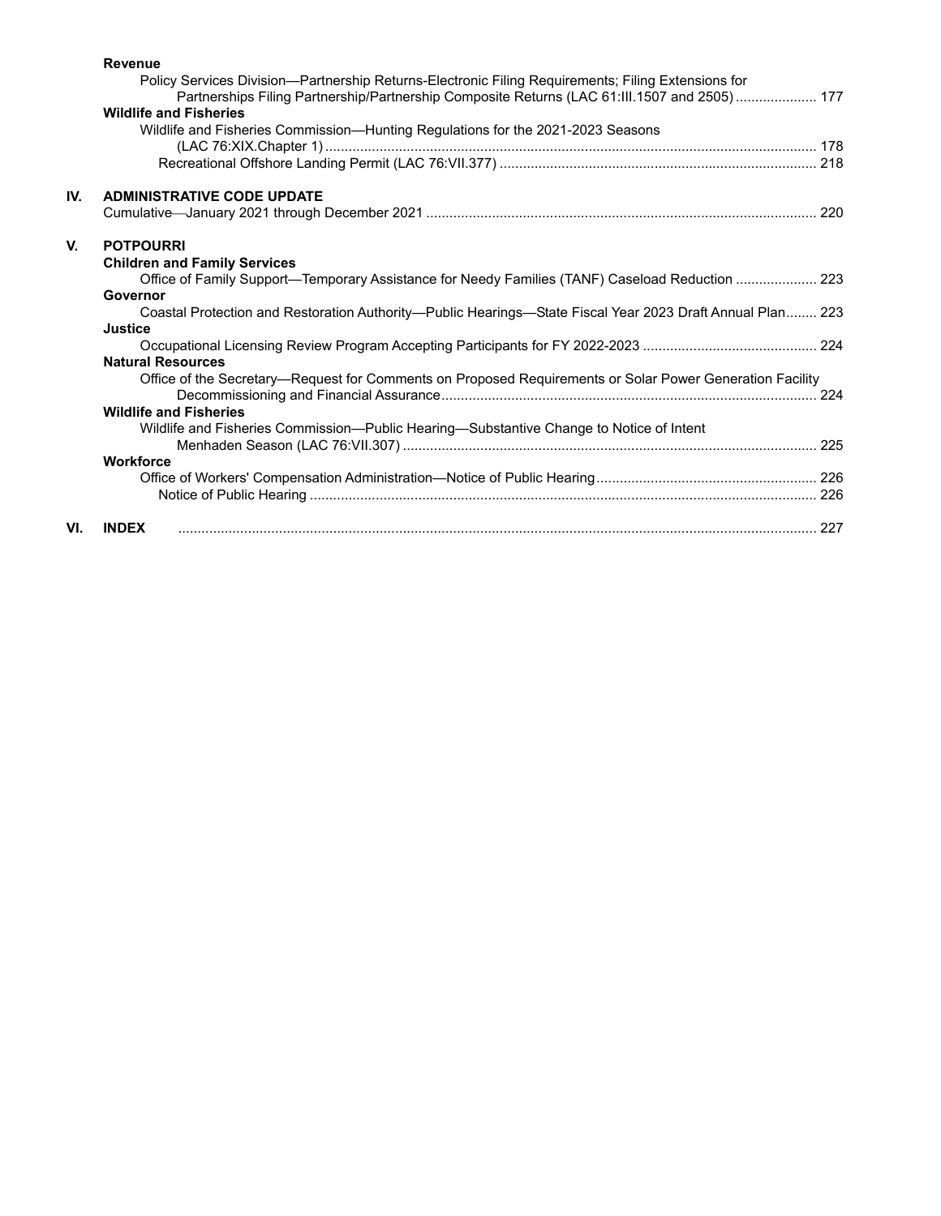**Revenue**

Policy Services Division—Partnership Returns-Electronic Filing Requirements; Filing Extensions for Partnerships Filing Partnership/Partnership Composite Returns (LAC 61:III.1507 and 2505) ..................... 177

**Wildlife and Fisheries**

Wildlife and Fisheries Commission—Hunting Regulations for the 2021-2023 Seasons (LAC 76:XIX.Chapter 1) ..................... 178

Recreational Offshore Landing Permit (LAC 76:VII.377) ..................... 218

## IV. ADMINISTRATIVE CODE UPDATE

Cumulative—January 2021 through December 2021 ..................... 220

## V. POTPOURRI

**Children and Family Services**

Office of Family Support—Temporary Assistance for Needy Families (TANF) Caseload Reduction ..................... 223

**Governor**

Coastal Protection and Restoration Authority—Public Hearings—State Fiscal Year 2023 Draft Annual Plan........ 223

**Justice**

Occupational Licensing Review Program Accepting Participants for FY 2022-2023 ..................... 224

**Natural Resources**

Office of the Secretary—Request for Comments on Proposed Requirements or Solar Power Generation Facility Decommissioning and Financial Assurance ..................... 224

**Wildlife and Fisheries**

Wildlife and Fisheries Commission—Public Hearing—Substantive Change to Notice of Intent Menhaden Season (LAC 76:VII.307) ..................... 225

**Workforce**

Office of Workers' Compensation Administration—Notice of Public Hearing ..................... 226

Notice of Public Hearing ..................... 226

## VI. INDEX

..................... 227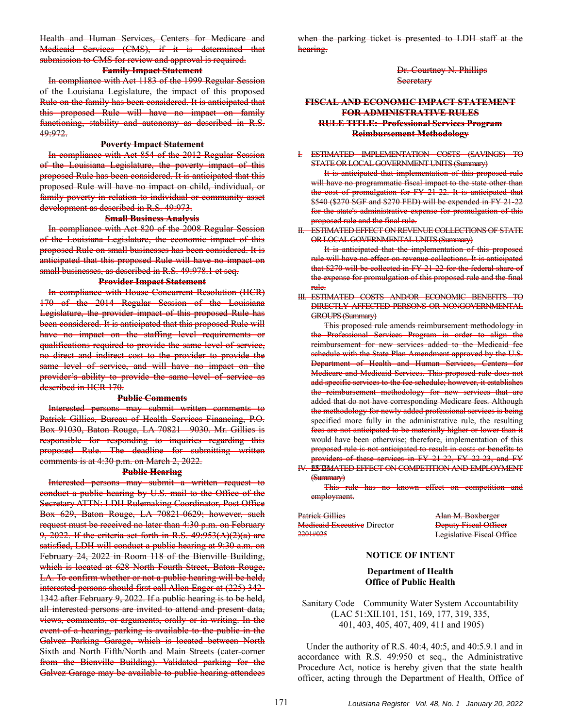~~Health and Human Services, Centers for Medicare and Medicaid Services (CMS), if it is determined that submission to CMS for review and approval is required.~~

**~~Family Impact Statement~~**

~~In compliance with Act 1183 of the 1999 Regular Session of the Louisiana Legislature, the impact of this proposed Rule on the family has been considered. It is anticipated that this proposed Rule will have no impact on family functioning, stability and autonomy as described in R.S. 49:972.~~

**~~Poverty Impact Statement~~**

~~In compliance with Act 854 of the 2012 Regular Session of the Louisiana Legislature, the poverty impact of this proposed Rule has been considered. It is anticipated that this proposed Rule will have no impact on child, individual, or family poverty in relation to individual or community asset development as described in R.S. 49:973.~~

**~~Small Business Analysis~~**

~~In compliance with Act 820 of the 2008 Regular Session of the Louisiana Legislature, the economic impact of this proposed Rule on small businesses has been considered. It is anticipated that this proposed Rule will have no impact on small businesses, as described in R.S. 49:978.1 et seq.~~

**~~Provider Impact Statement~~**

~~In compliance with House Concurrent Resolution (HCR) 170 of the 2014 Regular Session of the Louisiana Legislature, the provider impact of this proposed Rule has been considered. It is anticipated that this proposed Rule will have no impact on the staffing level requirements or qualifications required to provide the same level of service, no direct and indirect cost to the provider to provide the same level of service, and will have no impact on the provider's ability to provide the same level of service as described in HCR 170.~~

**~~Public Comments~~**

~~Interested persons may submit written comments to Patrick Gillies, Bureau of Health Services Financing, P.O. Box 91030, Baton Rouge, LA 70821-9030. Mr. Gillies is responsible for responding to inquiries regarding this proposed Rule. The deadline for submitting written comments is at 4:30 p.m. on March 2, 2022.~~

**~~Public Hearing~~**

~~Interested persons may submit a written request to conduct a public hearing by U.S. mail to the Office of the Secretary ATTN: LDH Rulemaking Coordinator, Post Office Box 629, Baton Rouge, LA 70821-0629; however, such request must be received no later than 4:30 p.m. on February 9, 2022. If the criteria set forth in R.S. 49:953(A)(2)(a) are satisfied, LDH will conduct a public hearing at 9:30 a.m. on February 24, 2022 in Room 118 of the Bienville Building, which is located at 628 North Fourth Street, Baton Rouge, LA. To confirm whether or not a public hearing will be held, interested persons should first call Allen Enger at (225) 342-1342 after February 9, 2022. If a public hearing is to be held, all interested persons are invited to attend and present data, views, comments, or arguments, orally or in writing. In the event of a hearing, parking is available to the public in the Galvez Parking Garage, which is located between North Sixth and North Fifth/North and Main Streets (cater-corner from the Bienville Building). Validated parking for the Galvez Garage may be available to public hearing attendees when the parking ticket is presented to LDH staff at the hearing.~~

~~Dr. Courtney N. Phillips~~
~~Secretary~~

**~~FISCAL AND ECONOMIC IMPACT STATEMENT FOR ADMINISTRATIVE RULES~~**
**~~RULE TITLE: Professional Services Program Reimbursement Methodology~~**

~~I. ESTIMATED IMPLEMENTATION COSTS (SAVINGS) TO STATE OR LOCAL GOVERNMENT UNITS (Summary)~~

~~It is anticipated that implementation of this proposed rule will have no programmatic fiscal impact to the state other than the cost of promulgation for FY 21-22. It is anticipated that \$540 (\$270 SGF and \$270 FED) will be expended in FY 21-22 for the state's administrative expense for promulgation of this proposed rule and the final rule.~~

~~II. ESTIMATED EFFECT ON REVENUE COLLECTIONS OF STATE OR LOCAL GOVERNMENTAL UNITS (Summary)~~

~~It is anticipated that the implementation of this proposed rule will have no effect on revenue collections. It is anticipated that \$270 will be collected in FY 21-22 for the federal share of the expense for promulgation of this proposed rule and the final rule.~~

~~III. ESTIMATED COSTS AND/OR ECONOMIC BENEFITS TO DIRECTLY AFFECTED PERSONS OR NONGOVERNMENTAL GROUPS (Summary)~~

~~This proposed rule amends reimbursement methodology in the Professional Services Program in order to align the reimbursement for new services added to the Medicaid fee schedule with the State Plan Amendment approved by the U.S. Department of Health and Human Services, Centers for Medicare and Medicaid Services. This proposed rule does not add specific services to the fee schedule; however, it establishes the reimbursement methodology for new services that are added that do not have corresponding Medicare fees. Although the methodology for newly added professional services is being specified more fully in the administrative rule, the resulting fees are not anticipated to be materially higher or lower than it would have been otherwise; therefore, implementation of this proposed rule is not anticipated to result in costs or benefits to providers of these services in FY 21-22, FY 22-23, and FY 23-24.~~

~~IV. ESTIMATED EFFECT ON COMPETITION AND EMPLOYMENT (Summary)~~

~~This rule has no known effect on competition and employment.~~

~~Patrick Gillies~~ ~~Alan M. Boxberger~~
~~Medicaid Executive~~ Director ~~Deputy Fiscal Officer~~
~~2201#025~~ ~~Legislative Fiscal Office~~

## NOTICE OF INTENT

### Department of Health
### Office of Public Health

Sanitary Code—Community Water System Accountability
(LAC 51:XII.101, 151, 169, 177, 319, 335,
401, 403, 405, 407, 409, 411 and 1905)

Under the authority of R.S. 40:4, 40:5, and 40:5.9.1 and in accordance with R.S. 49:950 et seq., the Administrative Procedure Act, notice is hereby given that the state health officer, acting through the Department of Health, Office of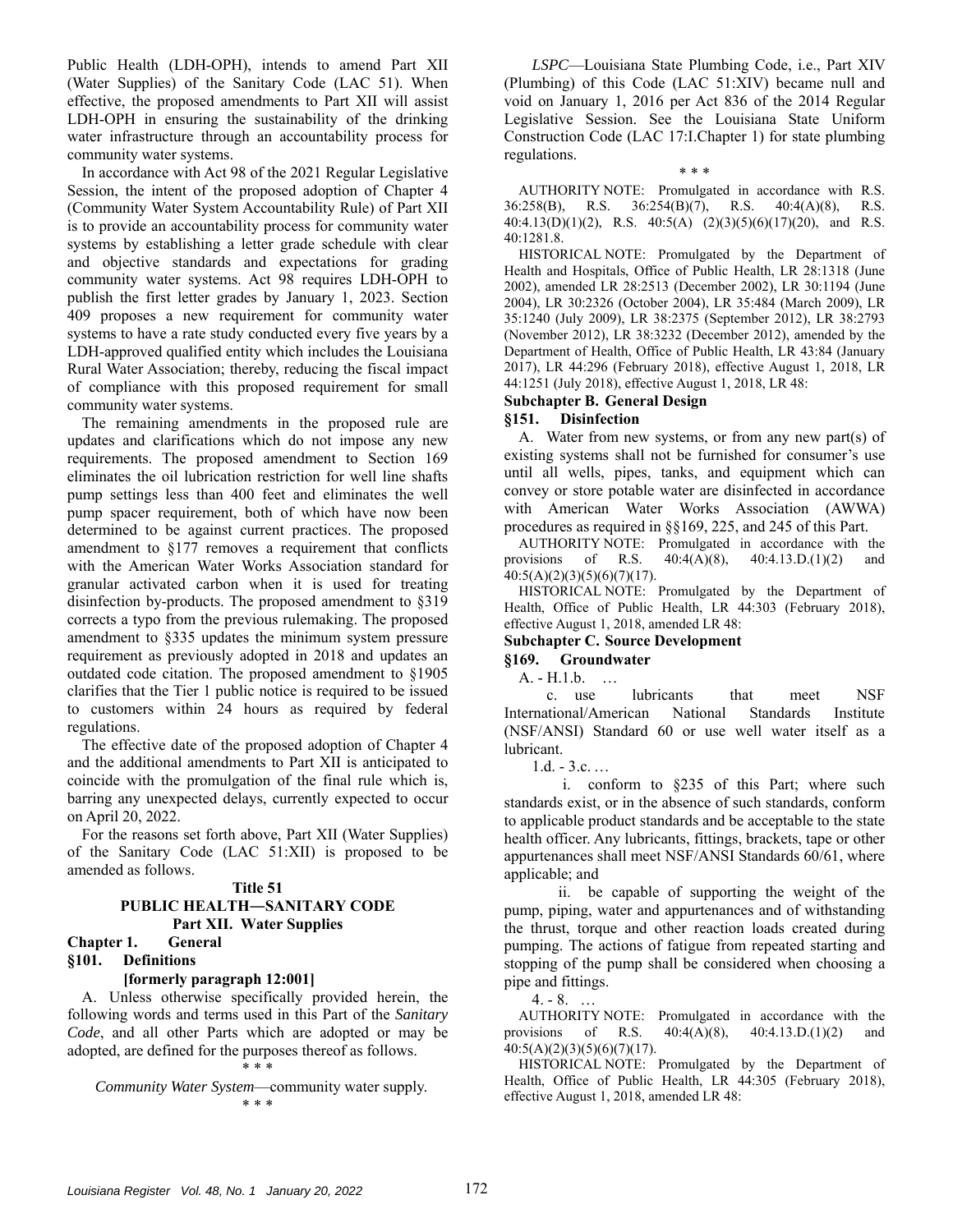Public Health (LDH-OPH), intends to amend Part XII (Water Supplies) of the Sanitary Code (LAC 51). When effective, the proposed amendments to Part XII will assist LDH-OPH in ensuring the sustainability of the drinking water infrastructure through an accountability process for community water systems.

In accordance with Act 98 of the 2021 Regular Legislative Session, the intent of the proposed adoption of Chapter 4 (Community Water System Accountability Rule) of Part XII is to provide an accountability process for community water systems by establishing a letter grade schedule with clear and objective standards and expectations for grading community water systems. Act 98 requires LDH-OPH to publish the first letter grades by January 1, 2023. Section 409 proposes a new requirement for community water systems to have a rate study conducted every five years by a LDH-approved qualified entity which includes the Louisiana Rural Water Association; thereby, reducing the fiscal impact of compliance with this proposed requirement for small community water systems.

The remaining amendments in the proposed rule are updates and clarifications which do not impose any new requirements. The proposed amendment to Section 169 eliminates the oil lubrication restriction for well line shafts pump settings less than 400 feet and eliminates the well pump spacer requirement, both of which have now been determined to be against current practices. The proposed amendment to §177 removes a requirement that conflicts with the American Water Works Association standard for granular activated carbon when it is used for treating disinfection by-products. The proposed amendment to §319 corrects a typo from the previous rulemaking. The proposed amendment to §335 updates the minimum system pressure requirement as previously adopted in 2018 and updates an outdated code citation. The proposed amendment to §1905 clarifies that the Tier 1 public notice is required to be issued to customers within 24 hours as required by federal regulations.

The effective date of the proposed adoption of Chapter 4 and the additional amendments to Part XII is anticipated to coincide with the promulgation of the final rule which is, barring any unexpected delays, currently expected to occur on April 20, 2022.

For the reasons set forth above, Part XII (Water Supplies) of the Sanitary Code (LAC 51:XII) is proposed to be amended as follows.

**Title 51**
**PUBLIC HEALTH—SANITARY CODE**
**Part XII. Water Supplies**

**Chapter 1. General**

**§101. Definitions**
**[formerly paragraph 12:001]**

A. Unless otherwise specifically provided herein, the following words and terms used in this Part of the *Sanitary Code*, and all other Parts which are adopted or may be adopted, are defined for the purposes thereof as follows.

\* \* \*

*Community Water System*—community water supply.

\* \* \*

*LSPC*—Louisiana State Plumbing Code, i.e., Part XIV (Plumbing) of this Code (LAC 51:XIV) became null and void on January 1, 2016 per Act 836 of the 2014 Regular Legislative Session. See the Louisiana State Uniform Construction Code (LAC 17:I.Chapter 1) for state plumbing regulations.

\* \* \*

AUTHORITY NOTE: Promulgated in accordance with R.S. 36:258(B), R.S. 36:254(B)(7), R.S. 40:4(A)(8), R.S. 40:4.13(D)(1)(2), R.S. 40:5(A) (2)(3)(5)(6)(17)(20), and R.S. 40:1281.8.

HISTORICAL NOTE: Promulgated by the Department of Health and Hospitals, Office of Public Health, LR 28:1318 (June 2002), amended LR 28:2513 (December 2002), LR 30:1194 (June 2004), LR 30:2326 (October 2004), LR 35:484 (March 2009), LR 35:1240 (July 2009), LR 38:2375 (September 2012), LR 38:2793 (November 2012), LR 38:3232 (December 2012), amended by the Department of Health, Office of Public Health, LR 43:84 (January 2017), LR 44:296 (February 2018), effective August 1, 2018, LR 44:1251 (July 2018), effective August 1, 2018, LR 48:

**Subchapter B. General Design**

**§151. Disinfection**

A. Water from new systems, or from any new part(s) of existing systems shall not be furnished for consumer's use until all wells, pipes, tanks, and equipment which can convey or store potable water are disinfected in accordance with American Water Works Association (AWWA) procedures as required in §§169, 225, and 245 of this Part.

AUTHORITY NOTE: Promulgated in accordance with the provisions of R.S. 40:4(A)(8), 40:4.13.D.(1)(2) and 40:5(A)(2)(3)(5)(6)(7)(17).

HISTORICAL NOTE: Promulgated by the Department of Health, Office of Public Health, LR 44:303 (February 2018), effective August 1, 2018, amended LR 48:

**Subchapter C. Source Development**

**§169. Groundwater**

A. - H.1.b. …

c. use lubricants that meet NSF International/American National Standards Institute (NSF/ANSI) Standard 60 or use well water itself as a lubricant.

1.d. - 3.c. …

i. conform to §235 of this Part; where such standards exist, or in the absence of such standards, conform to applicable product standards and be acceptable to the state health officer. Any lubricants, fittings, brackets, tape or other appurtenances shall meet NSF/ANSI Standards 60/61, where applicable; and

ii. be capable of supporting the weight of the pump, piping, water and appurtenances and of withstanding the thrust, torque and other reaction loads created during pumping. The actions of fatigue from repeated starting and stopping of the pump shall be considered when choosing a pipe and fittings.

4. - 8. …

AUTHORITY NOTE: Promulgated in accordance with the provisions of R.S. 40:4(A)(8), 40:4.13.D.(1)(2) and 40:5(A)(2)(3)(5)(6)(7)(17).

HISTORICAL NOTE: Promulgated by the Department of Health, Office of Public Health, LR 44:305 (February 2018), effective August 1, 2018, amended LR 48: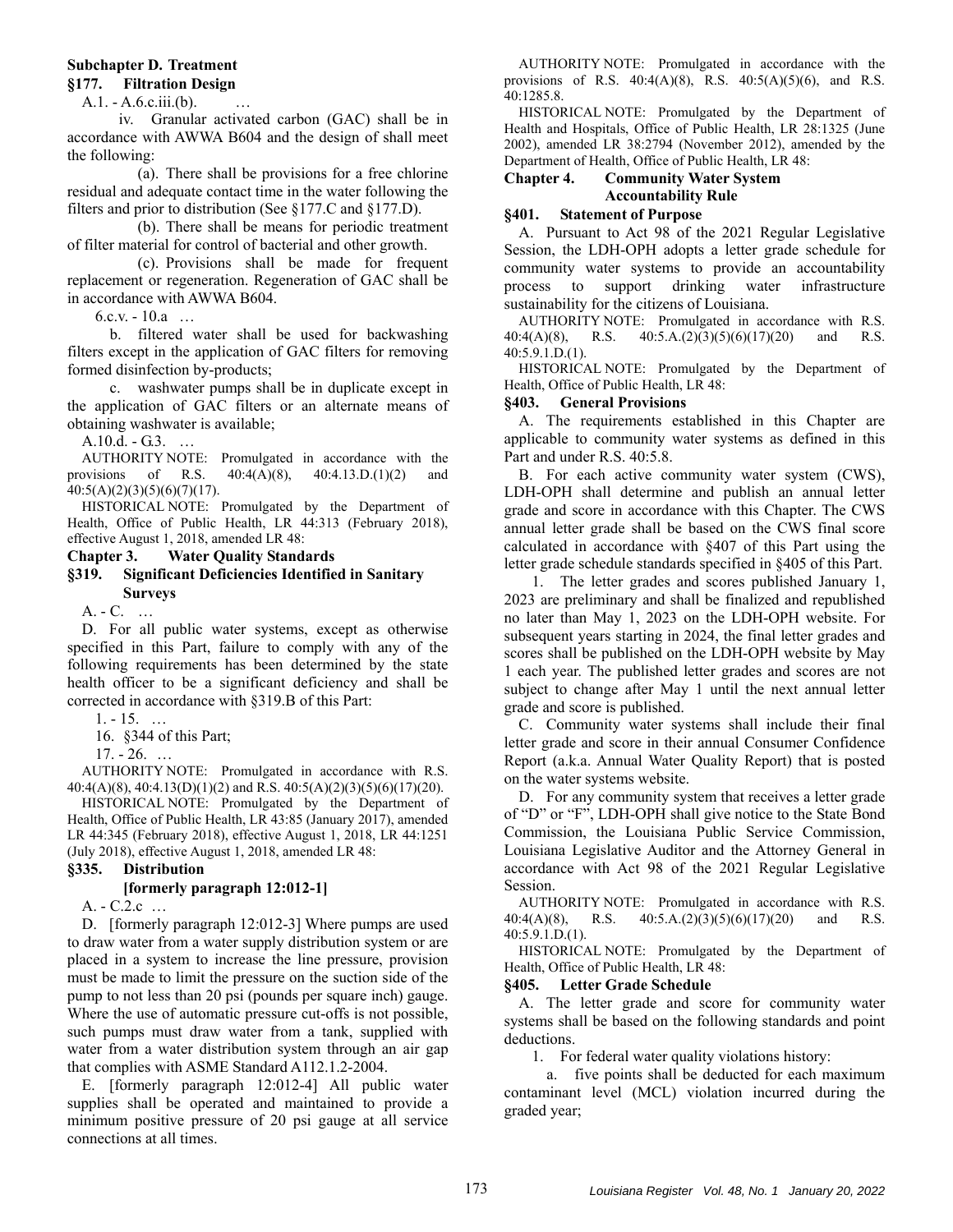**Subchapter D. Treatment**

**§177. Filtration Design**

A.1. - A.6.c.iii.(b). …

iv. Granular activated carbon (GAC) shall be in accordance with AWWA B604 and the design of shall meet the following:

(a). There shall be provisions for a free chlorine residual and adequate contact time in the water following the filters and prior to distribution (See §177.C and §177.D).

(b). There shall be means for periodic treatment of filter material for control of bacterial and other growth.

(c). Provisions shall be made for frequent replacement or regeneration. Regeneration of GAC shall be in accordance with AWWA B604.

6.c.v. - 10.a …

b. filtered water shall be used for backwashing filters except in the application of GAC filters for removing formed disinfection by-products;

c. washwater pumps shall be in duplicate except in the application of GAC filters or an alternate means of obtaining washwater is available;

A.10.d. - G.3. …

AUTHORITY NOTE: Promulgated in accordance with the provisions of R.S. 40:4(A)(8), 40:4.13.D.(1)(2) and 40:5(A)(2)(3)(5)(6)(7)(17).

HISTORICAL NOTE: Promulgated by the Department of Health, Office of Public Health, LR 44:313 (February 2018), effective August 1, 2018, amended LR 48:

**Chapter 3. Water Quality Standards**

**§319. Significant Deficiencies Identified in Sanitary Surveys**

A. - C. …

D. For all public water systems, except as otherwise specified in this Part, failure to comply with any of the following requirements has been determined by the state health officer to be a significant deficiency and shall be corrected in accordance with §319.B of this Part:

1. - 15. …

16. §344 of this Part;

17. - 26. …

AUTHORITY NOTE: Promulgated in accordance with R.S. 40:4(A)(8), 40:4.13(D)(1)(2) and R.S. 40:5(A)(2)(3)(5)(6)(17)(20).

HISTORICAL NOTE: Promulgated by the Department of Health, Office of Public Health, LR 43:85 (January 2017), amended LR 44:345 (February 2018), effective August 1, 2018, LR 44:1251 (July 2018), effective August 1, 2018, amended LR 48:

**§335. Distribution**

**[formerly paragraph 12:012-1]**

A. - C.2.c …

D. [formerly paragraph 12:012-3] Where pumps are used to draw water from a water supply distribution system or are placed in a system to increase the line pressure, provision must be made to limit the pressure on the suction side of the pump to not less than 20 psi (pounds per square inch) gauge. Where the use of automatic pressure cut-offs is not possible, such pumps must draw water from a tank, supplied with water from a water distribution system through an air gap that complies with ASME Standard A112.1.2-2004.

E. [formerly paragraph 12:012-4] All public water supplies shall be operated and maintained to provide a minimum positive pressure of 20 psi gauge at all service connections at all times.

AUTHORITY NOTE: Promulgated in accordance with the provisions of R.S. 40:4(A)(8), R.S. 40:5(A)(5)(6), and R.S. 40:1285.8.

HISTORICAL NOTE: Promulgated by the Department of Health and Hospitals, Office of Public Health, LR 28:1325 (June 2002), amended LR 38:2794 (November 2012), amended by the Department of Health, Office of Public Health, LR 48:

**Chapter 4. Community Water System Accountability Rule**

**§401. Statement of Purpose**

A. Pursuant to Act 98 of the 2021 Regular Legislative Session, the LDH-OPH adopts a letter grade schedule for community water systems to provide an accountability process to support drinking water infrastructure sustainability for the citizens of Louisiana.

AUTHORITY NOTE: Promulgated in accordance with R.S. 40:4(A)(8), R.S. 40:5.A.(2)(3)(5)(6)(17)(20) and R.S. 40:5.9.1.D.(1).

HISTORICAL NOTE: Promulgated by the Department of Health, Office of Public Health, LR 48:

**§403. General Provisions**

A. The requirements established in this Chapter are applicable to community water systems as defined in this Part and under R.S. 40:5.8.

B. For each active community water system (CWS), LDH-OPH shall determine and publish an annual letter grade and score in accordance with this Chapter. The CWS annual letter grade shall be based on the CWS final score calculated in accordance with §407 of this Part using the letter grade schedule standards specified in §405 of this Part.

1. The letter grades and scores published January 1, 2023 are preliminary and shall be finalized and republished no later than May 1, 2023 on the LDH-OPH website. For subsequent years starting in 2024, the final letter grades and scores shall be published on the LDH-OPH website by May 1 each year. The published letter grades and scores are not subject to change after May 1 until the next annual letter grade and score is published.

C. Community water systems shall include their final letter grade and score in their annual Consumer Confidence Report (a.k.a. Annual Water Quality Report) that is posted on the water systems website.

D. For any community system that receives a letter grade of "D" or "F", LDH-OPH shall give notice to the State Bond Commission, the Louisiana Public Service Commission, Louisiana Legislative Auditor and the Attorney General in accordance with Act 98 of the 2021 Regular Legislative Session.

AUTHORITY NOTE: Promulgated in accordance with R.S. 40:4(A)(8), R.S. 40:5.A.(2)(3)(5)(6)(17)(20) and R.S. 40:5.9.1.D.(1).

HISTORICAL NOTE: Promulgated by the Department of Health, Office of Public Health, LR 48:

**§405. Letter Grade Schedule**

A. The letter grade and score for community water systems shall be based on the following standards and point deductions.

1. For federal water quality violations history:

a. five points shall be deducted for each maximum contaminant level (MCL) violation incurred during the graded year;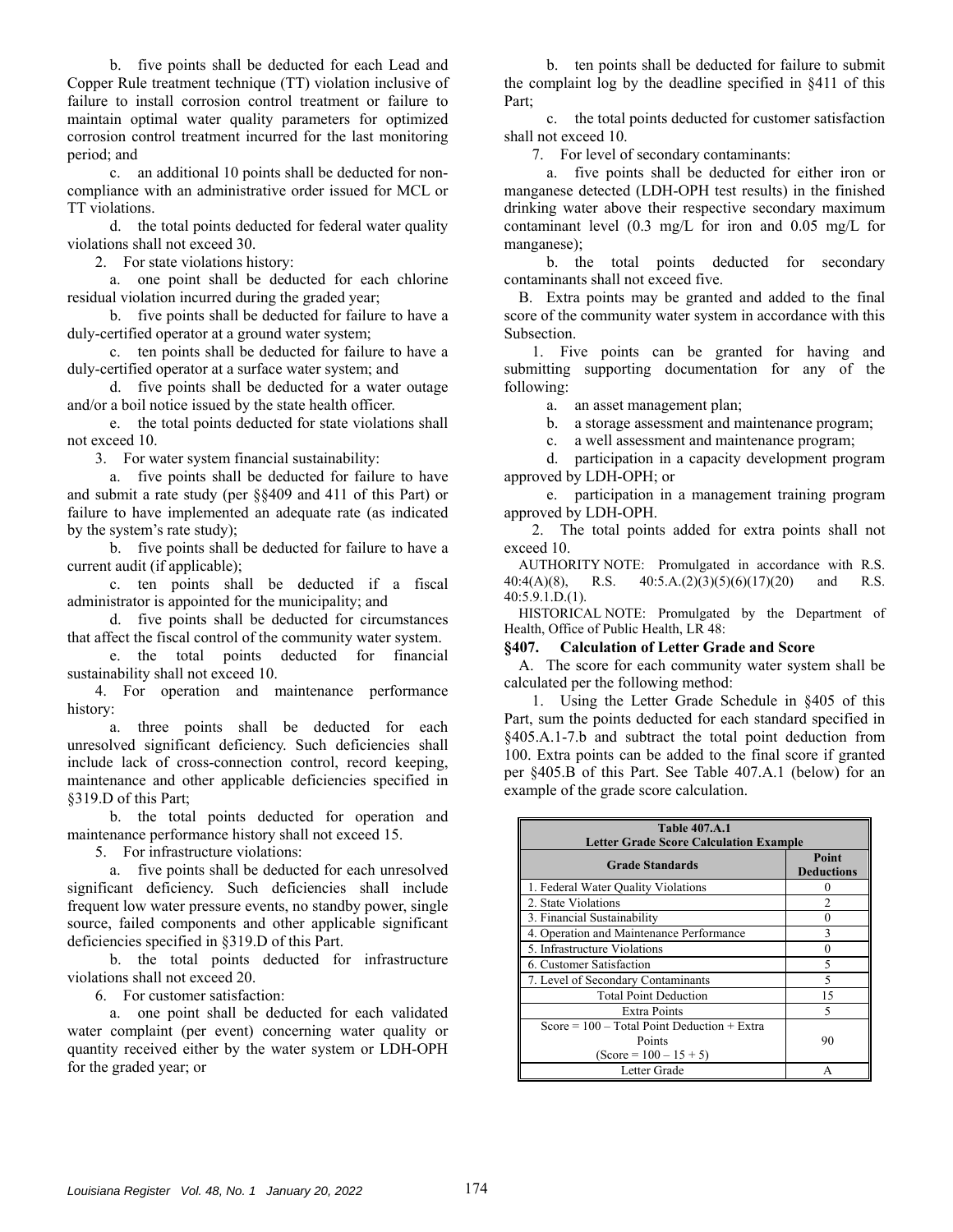b. five points shall be deducted for each Lead and Copper Rule treatment technique (TT) violation inclusive of failure to install corrosion control treatment or failure to maintain optimal water quality parameters for optimized corrosion control treatment incurred for the last monitoring period; and

c. an additional 10 points shall be deducted for non-compliance with an administrative order issued for MCL or TT violations.

d. the total points deducted for federal water quality violations shall not exceed 30.

2. For state violations history:

a. one point shall be deducted for each chlorine residual violation incurred during the graded year;

b. five points shall be deducted for failure to have a duly-certified operator at a ground water system;

c. ten points shall be deducted for failure to have a duly-certified operator at a surface water system; and

d. five points shall be deducted for a water outage and/or a boil notice issued by the state health officer.

e. the total points deducted for state violations shall not exceed 10.

3. For water system financial sustainability:

a. five points shall be deducted for failure to have and submit a rate study (per §§409 and 411 of this Part) or failure to have implemented an adequate rate (as indicated by the system's rate study);

b. five points shall be deducted for failure to have a current audit (if applicable);

c. ten points shall be deducted if a fiscal administrator is appointed for the municipality; and

d. five points shall be deducted for circumstances that affect the fiscal control of the community water system.

e. the total points deducted for financial sustainability shall not exceed 10.

4. For operation and maintenance performance history:

a. three points shall be deducted for each unresolved significant deficiency. Such deficiencies shall include lack of cross-connection control, record keeping, maintenance and other applicable deficiencies specified in §319.D of this Part;

b. the total points deducted for operation and maintenance performance history shall not exceed 15.

5. For infrastructure violations:

a. five points shall be deducted for each unresolved significant deficiency. Such deficiencies shall include frequent low water pressure events, no standby power, single source, failed components and other applicable significant deficiencies specified in §319.D of this Part.

b. the total points deducted for infrastructure violations shall not exceed 20.

6. For customer satisfaction:

a. one point shall be deducted for each validated water complaint (per event) concerning water quality or quantity received either by the water system or LDH-OPH for the graded year; or

b. ten points shall be deducted for failure to submit the complaint log by the deadline specified in §411 of this Part;

c. the total points deducted for customer satisfaction shall not exceed 10.

7. For level of secondary contaminants:

a. five points shall be deducted for either iron or manganese detected (LDH-OPH test results) in the finished drinking water above their respective secondary maximum contaminant level (0.3 mg/L for iron and 0.05 mg/L for manganese);

b. the total points deducted for secondary contaminants shall not exceed five.

B. Extra points may be granted and added to the final score of the community water system in accordance with this Subsection.

1. Five points can be granted for having and submitting supporting documentation for any of the following:

a. an asset management plan;

b. a storage assessment and maintenance program;

c. a well assessment and maintenance program;

d. participation in a capacity development program approved by LDH-OPH; or

e. participation in a management training program approved by LDH-OPH.

2. The total points added for extra points shall not exceed 10.

AUTHORITY NOTE: Promulgated in accordance with R.S. 40:4(A)(8), R.S. 40:5.A.(2)(3)(5)(6)(17)(20) and R.S. 40:5.9.1.D.(1).

HISTORICAL NOTE: Promulgated by the Department of Health, Office of Public Health, LR 48:

### §407. Calculation of Letter Grade and Score

A. The score for each community water system shall be calculated per the following method:

1. Using the Letter Grade Schedule in §405 of this Part, sum the points deducted for each standard specified in §405.A.1-7.b and subtract the total point deduction from 100. Extra points can be added to the final score if granted per §405.B of this Part. See Table 407.A.1 (below) for an example of the grade score calculation.

**Table 407.A.1**
**Letter Grade Score Calculation Example**

| Grade Standards | Point Deductions |
|---|---|
| 1. Federal Water Quality Violations | 0 |
| 2. State Violations | 2 |
| 3. Financial Sustainability | 0 |
| 4. Operation and Maintenance Performance | 3 |
| 5. Infrastructure Violations | 0 |
| 6. Customer Satisfaction | 5 |
| 7. Level of Secondary Contaminants | 5 |
| Total Point Deduction | 15 |
| Extra Points | 5 |
| Score = 100 – Total Point Deduction + Extra Points (Score = 100 – 15 + 5) | 90 |
| Letter Grade | A |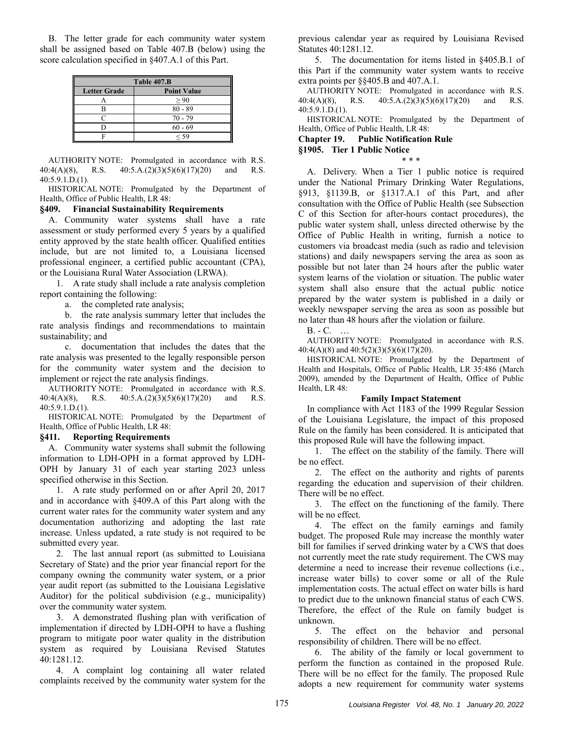B. The letter grade for each community water system shall be assigned based on Table 407.B (below) using the score calculation specified in §407.A.1 of this Part.

| Table 407.B | |
|---|---|
| **Letter Grade** | **Point Value** |
| A | ≥ 90 |
| B | 80 - 89 |
| C | 70 - 79 |
| D | 60 - 69 |
| F | ≤ 59 |

AUTHORITY NOTE: Promulgated in accordance with R.S. 40:4(A)(8), R.S. 40:5.A.(2)(3)(5)(6)(17)(20) and R.S. 40:5.9.1.D.(1).

HISTORICAL NOTE: Promulgated by the Department of Health, Office of Public Health, LR 48:

### §409. Financial Sustainability Requirements

A. Community water systems shall have a rate assessment or study performed every 5 years by a qualified entity approved by the state health officer. Qualified entities include, but are not limited to, a Louisiana licensed professional engineer, a certified public accountant (CPA), or the Louisiana Rural Water Association (LRWA).

1. A rate study shall include a rate analysis completion report containing the following:

a. the completed rate analysis;

b. the rate analysis summary letter that includes the rate analysis findings and recommendations to maintain sustainability; and

c. documentation that includes the dates that the rate analysis was presented to the legally responsible person for the community water system and the decision to implement or reject the rate analysis findings.

AUTHORITY NOTE: Promulgated in accordance with R.S. 40:4(A)(8), R.S. 40:5.A.(2)(3)(5)(6)(17)(20) and R.S. 40:5.9.1.D.(1).

HISTORICAL NOTE: Promulgated by the Department of Health, Office of Public Health, LR 48:

### §411. Reporting Requirements

A. Community water systems shall submit the following information to LDH-OPH in a format approved by LDH-OPH by January 31 of each year starting 2023 unless specified otherwise in this Section.

1. A rate study performed on or after April 20, 2017 and in accordance with §409.A of this Part along with the current water rates for the community water system and any documentation authorizing and adopting the last rate increase. Unless updated, a rate study is not required to be submitted every year.

2. The last annual report (as submitted to Louisiana Secretary of State) and the prior year financial report for the company owning the community water system, or a prior year audit report (as submitted to the Louisiana Legislative Auditor) for the political subdivision (e.g., municipality) over the community water system.

3. A demonstrated flushing plan with verification of implementation if directed by LDH-OPH to have a flushing program to mitigate poor water quality in the distribution system as required by Louisiana Revised Statutes 40:1281.12.

4. A complaint log containing all water related complaints received by the community water system for the previous calendar year as required by Louisiana Revised Statutes 40:1281.12.

5. The documentation for items listed in §405.B.1 of this Part if the community water system wants to receive extra points per §§405.B and 407.A.1.

AUTHORITY NOTE: Promulgated in accordance with R.S. 40:4(A)(8), R.S. 40:5.A.(2)(3)(5)(6)(17)(20) and R.S. 40:5.9.1.D.(1).

HISTORICAL NOTE: Promulgated by the Department of Health, Office of Public Health, LR 48:

## Chapter 19. Public Notification Rule

### §1905. Tier 1 Public Notice

\* \* \*

A. Delivery. When a Tier 1 public notice is required under the National Primary Drinking Water Regulations, §913, §1139.B, or §1317.A.1 of this Part, and after consultation with the Office of Public Health (see Subsection C of this Section for after-hours contact procedures), the public water system shall, unless directed otherwise by the Office of Public Health in writing, furnish a notice to customers via broadcast media (such as radio and television stations) and daily newspapers serving the area as soon as possible but not later than 24 hours after the public water system learns of the violation or situation. The public water system shall also ensure that the actual public notice prepared by the water system is published in a daily or weekly newspaper serving the area as soon as possible but no later than 48 hours after the violation or failure.

B. - C. …

AUTHORITY NOTE: Promulgated in accordance with R.S. 40:4(A)(8) and 40:5(2)(3)(5)(6)(17)(20).

HISTORICAL NOTE: Promulgated by the Department of Health and Hospitals, Office of Public Health, LR 35:486 (March 2009), amended by the Department of Health, Office of Public Health, LR 48:

**Family Impact Statement**

In compliance with Act 1183 of the 1999 Regular Session of the Louisiana Legislature, the impact of this proposed Rule on the family has been considered. It is anticipated that this proposed Rule will have the following impact.

1. The effect on the stability of the family. There will be no effect.

2. The effect on the authority and rights of parents regarding the education and supervision of their children. There will be no effect.

3. The effect on the functioning of the family. There will be no effect.

4. The effect on the family earnings and family budget. The proposed Rule may increase the monthly water bill for families if served drinking water by a CWS that does not currently meet the rate study requirement. The CWS may determine a need to increase their revenue collections (i.e., increase water bills) to cover some or all of the Rule implementation costs. The actual effect on water bills is hard to predict due to the unknown financial status of each CWS. Therefore, the effect of the Rule on family budget is unknown.

5. The effect on the behavior and personal responsibility of children. There will be no effect.

6. The ability of the family or local government to perform the function as contained in the proposed Rule. There will be no effect for the family. The proposed Rule adopts a new requirement for community water systems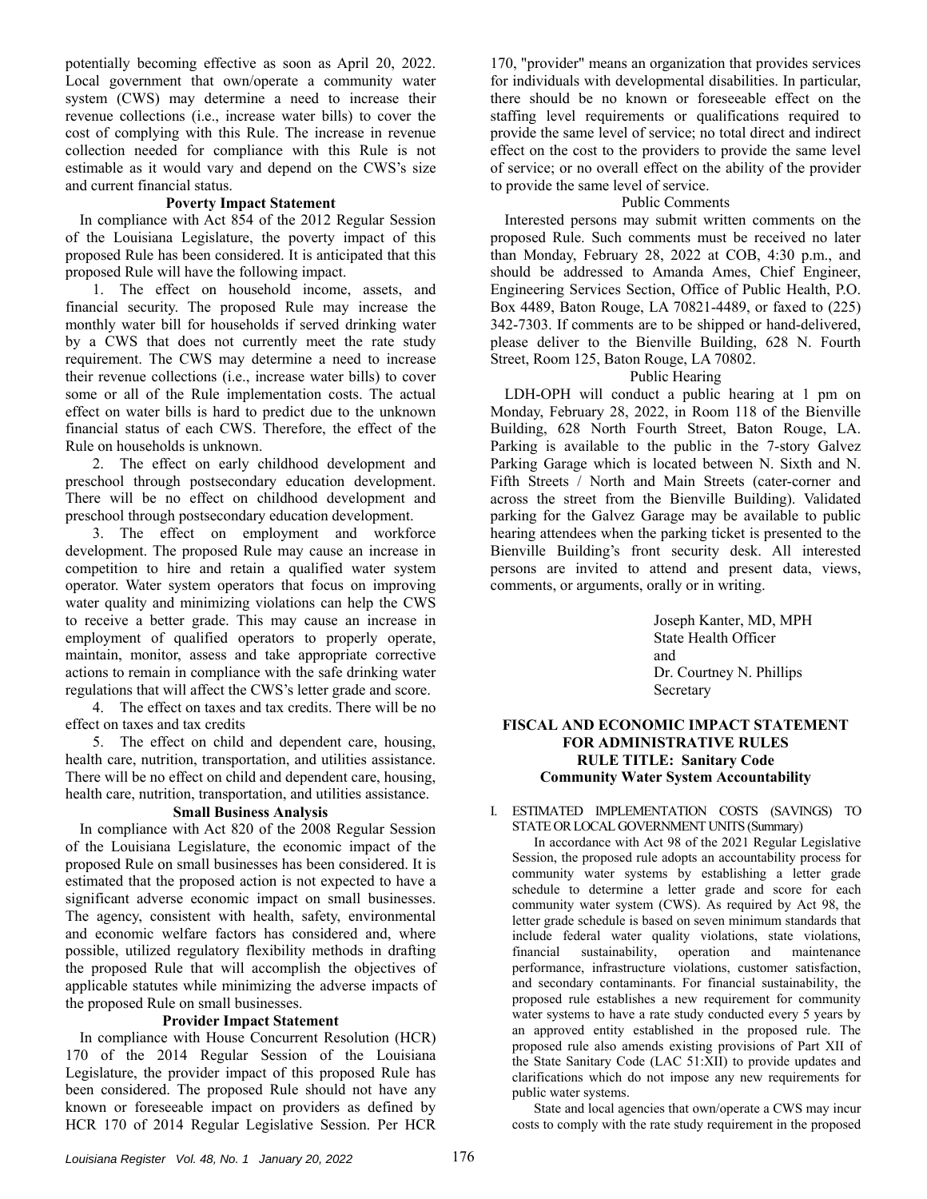potentially becoming effective as soon as April 20, 2022. Local government that own/operate a community water system (CWS) may determine a need to increase their revenue collections (i.e., increase water bills) to cover the cost of complying with this Rule. The increase in revenue collection needed for compliance with this Rule is not estimable as it would vary and depend on the CWS's size and current financial status.

**Poverty Impact Statement**

In compliance with Act 854 of the 2012 Regular Session of the Louisiana Legislature, the poverty impact of this proposed Rule has been considered. It is anticipated that this proposed Rule will have the following impact.

1. The effect on household income, assets, and financial security. The proposed Rule may increase the monthly water bill for households if served drinking water by a CWS that does not currently meet the rate study requirement. The CWS may determine a need to increase their revenue collections (i.e., increase water bills) to cover some or all of the Rule implementation costs. The actual effect on water bills is hard to predict due to the unknown financial status of each CWS. Therefore, the effect of the Rule on households is unknown.

2. The effect on early childhood development and preschool through postsecondary education development. There will be no effect on childhood development and preschool through postsecondary education development.

3. The effect on employment and workforce development. The proposed Rule may cause an increase in competition to hire and retain a qualified water system operator. Water system operators that focus on improving water quality and minimizing violations can help the CWS to receive a better grade. This may cause an increase in employment of qualified operators to properly operate, maintain, monitor, assess and take appropriate corrective actions to remain in compliance with the safe drinking water regulations that will affect the CWS's letter grade and score.

4. The effect on taxes and tax credits. There will be no effect on taxes and tax credits

5. The effect on child and dependent care, housing, health care, nutrition, transportation, and utilities assistance. There will be no effect on child and dependent care, housing, health care, nutrition, transportation, and utilities assistance.

**Small Business Analysis**

In compliance with Act 820 of the 2008 Regular Session of the Louisiana Legislature, the economic impact of the proposed Rule on small businesses has been considered. It is estimated that the proposed action is not expected to have a significant adverse economic impact on small businesses. The agency, consistent with health, safety, environmental and economic welfare factors has considered and, where possible, utilized regulatory flexibility methods in drafting the proposed Rule that will accomplish the objectives of applicable statutes while minimizing the adverse impacts of the proposed Rule on small businesses.

**Provider Impact Statement**

In compliance with House Concurrent Resolution (HCR) 170 of the 2014 Regular Session of the Louisiana Legislature, the provider impact of this proposed Rule has been considered. The proposed Rule should not have any known or foreseeable impact on providers as defined by HCR 170 of 2014 Regular Legislative Session. Per HCR 170, "provider" means an organization that provides services for individuals with developmental disabilities. In particular, there should be no known or foreseeable effect on the staffing level requirements or qualifications required to provide the same level of service; no total direct and indirect effect on the cost to the providers to provide the same level of service; or no overall effect on the ability of the provider to provide the same level of service.

Public Comments

Interested persons may submit written comments on the proposed Rule. Such comments must be received no later than Monday, February 28, 2022 at COB, 4:30 p.m., and should be addressed to Amanda Ames, Chief Engineer, Engineering Services Section, Office of Public Health, P.O. Box 4489, Baton Rouge, LA 70821-4489, or faxed to (225) 342-7303. If comments are to be shipped or hand-delivered, please deliver to the Bienville Building, 628 N. Fourth Street, Room 125, Baton Rouge, LA 70802.

Public Hearing

LDH-OPH will conduct a public hearing at 1 pm on Monday, February 28, 2022, in Room 118 of the Bienville Building, 628 North Fourth Street, Baton Rouge, LA. Parking is available to the public in the 7-story Galvez Parking Garage which is located between N. Sixth and N. Fifth Streets / North and Main Streets (cater-corner and across the street from the Bienville Building). Validated parking for the Galvez Garage may be available to public hearing attendees when the parking ticket is presented to the Bienville Building's front security desk. All interested persons are invited to attend and present data, views, comments, or arguments, orally or in writing.

Joseph Kanter, MD, MPH
State Health Officer
and
Dr. Courtney N. Phillips
Secretary

**FISCAL AND ECONOMIC IMPACT STATEMENT FOR ADMINISTRATIVE RULES**
**RULE TITLE: Sanitary Code**
**Community Water System Accountability**

I. ESTIMATED IMPLEMENTATION COSTS (SAVINGS) TO STATE OR LOCAL GOVERNMENT UNITS (Summary)

In accordance with Act 98 of the 2021 Regular Legislative Session, the proposed rule adopts an accountability process for community water systems by establishing a letter grade schedule to determine a letter grade and score for each community water system (CWS). As required by Act 98, the letter grade schedule is based on seven minimum standards that include federal water quality violations, state violations, financial sustainability, operation and maintenance performance, infrastructure violations, customer satisfaction, and secondary contaminants. For financial sustainability, the proposed rule establishes a new requirement for community water systems to have a rate study conducted every 5 years by an approved entity established in the proposed rule. The proposed rule also amends existing provisions of Part XII of the State Sanitary Code (LAC 51:XII) to provide updates and clarifications which do not impose any new requirements for public water systems.

State and local agencies that own/operate a CWS may incur costs to comply with the rate study requirement in the proposed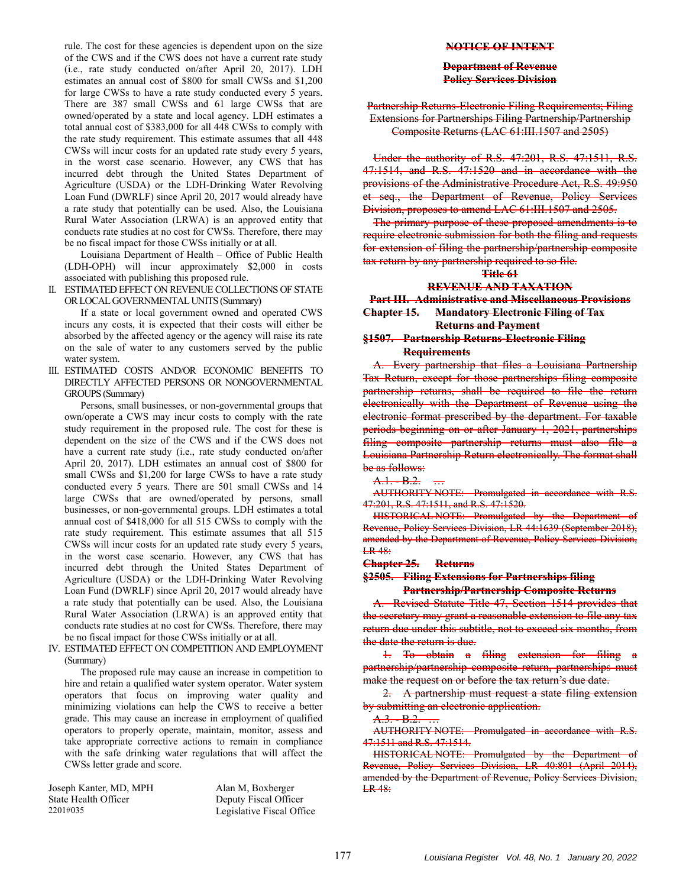rule. The cost for these agencies is dependent upon on the size of the CWS and if the CWS does not have a current rate study (i.e., rate study conducted on/after April 20, 2017). LDH estimates an annual cost of $800 for small CWSs and $1,200 for large CWSs to have a rate study conducted every 5 years. There are 387 small CWSs and 61 large CWSs that are owned/operated by a state and local agency. LDH estimates a total annual cost of $383,000 for all 448 CWSs to comply with the rate study requirement. This estimate assumes that all 448 CWSs will incur costs for an updated rate study every 5 years, in the worst case scenario. However, any CWS that has incurred debt through the United States Department of Agriculture (USDA) or the LDH-Drinking Water Revolving Loan Fund (DWRLF) since April 20, 2017 would already have a rate study that potentially can be used. Also, the Louisiana Rural Water Association (LRWA) is an approved entity that conducts rate studies at no cost for CWSs. Therefore, there may be no fiscal impact for those CWSs initially or at all.

Louisiana Department of Health – Office of Public Health (LDH-OPH) will incur approximately $2,000 in costs associated with publishing this proposed rule.

II. ESTIMATED EFFECT ON REVENUE COLLECTIONS OF STATE OR LOCAL GOVERNMENTAL UNITS (Summary)

If a state or local government owned and operated CWS incurs any costs, it is expected that their costs will either be absorbed by the affected agency or the agency will raise its rate on the sale of water to any customers served by the public water system.

III. ESTIMATED COSTS AND/OR ECONOMIC BENEFITS TO DIRECTLY AFFECTED PERSONS OR NONGOVERNMENTAL GROUPS (Summary)

Persons, small businesses, or non-governmental groups that own/operate a CWS may incur costs to comply with the rate study requirement in the proposed rule. The cost for these is dependent on the size of the CWS and if the CWS does not have a current rate study (i.e., rate study conducted on/after April 20, 2017). LDH estimates an annual cost of $800 for small CWSs and $1,200 for large CWSs to have a rate study conducted every 5 years. There are 501 small CWSs and 14 large CWSs that are owned/operated by persons, small businesses, or non-governmental groups. LDH estimates a total annual cost of $418,000 for all 515 CWSs to comply with the rate study requirement. This estimate assumes that all 515 CWSs will incur costs for an updated rate study every 5 years, in the worst case scenario. However, any CWS that has incurred debt through the United States Department of Agriculture (USDA) or the LDH-Drinking Water Revolving Loan Fund (DWRLF) since April 20, 2017 would already have a rate study that potentially can be used. Also, the Louisiana Rural Water Association (LRWA) is an approved entity that conducts rate studies at no cost for CWSs. Therefore, there may be no fiscal impact for those CWSs initially or at all.

IV. ESTIMATED EFFECT ON COMPETITION AND EMPLOYMENT (Summary)

The proposed rule may cause an increase in competition to hire and retain a qualified water system operator. Water system operators that focus on improving water quality and minimizing violations can help the CWS to receive a better grade. This may cause an increase in employment of qualified operators to properly operate, maintain, monitor, assess and take appropriate corrective actions to remain in compliance with the safe drinking water regulations that will affect the CWSs letter grade and score.

Joseph Kanter, MD, MPH
State Health Officer
2201#035

Alan M, Boxberger
Deputy Fiscal Officer
Legislative Fiscal Office

~~**NOTICE OF INTENT**~~

~~**Department of Revenue**~~
~~**Policy Services Division**~~

~~Partnership Returns-Electronic Filing Requirements; Filing Extensions for Partnerships Filing Partnership/Partnership Composite Returns (LAC 61:III.1507 and 2505)~~

~~Under the authority of R.S. 47:201, R.S. 47:1511, R.S. 47:1514, and R.S. 47:1520 and in accordance with the provisions of the Administrative Procedure Act, R.S. 49:950 et seq., the Department of Revenue, Policy Services Division, proposes to amend LAC 61:III.1507 and 2505.~~

~~The primary purpose of these proposed amendments is to require electronic submission for both the filing and requests for extension of filing the partnership/partnership composite tax return by any partnership required to so file.~~

~~**Title 61**~~
~~**REVENUE AND TAXATION**~~
~~**Part III. Administrative and Miscellaneous Provisions**~~
~~**Chapter 15. Mandatory Electronic Filing of Tax Returns and Payment**~~
~~**§1507. Partnership Returns-Electronic Filing Requirements**~~

~~A. Every partnership that files a Louisiana Partnership Tax Return, except for those partnerships filing composite partnership returns, shall be required to file the return electronically with the Department of Revenue using the electronic format prescribed by the department. For taxable periods beginning on or after January 1, 2021, partnerships filing composite partnership returns must also file a Louisiana Partnership Return electronically. The format shall be as follows:~~

~~A.1. - B.2. …~~

~~AUTHORITY NOTE: Promulgated in accordance with R.S. 47:201, R.S. 47:1511, and R.S. 47:1520.~~

~~HISTORICAL NOTE: Promulgated by the Department of Revenue, Policy Services Division, LR 44:1639 (September 2018), amended by the Department of Revenue, Policy Services Division, LR 48:~~

~~**Chapter 25. Returns**~~
~~**§2505. Filing Extensions for Partnerships filing Partnership/Partnership Composite Returns**~~

~~A. Revised Statute Title 47, Section 1514 provides that the secretary may grant a reasonable extension to file any tax return due under this subtitle, not to exceed six months, from the date the return is due.~~

~~1. To obtain a filing extension for filing a partnership/partnership composite return, partnerships must make the request on or before the tax return's due date.~~

~~2. A partnership must request a state filing extension by submitting an electronic application.~~

~~A.3. - B.2. …~~

~~AUTHORITY NOTE: Promulgated in accordance with R.S. 47:1511 and R.S. 47:1514.~~

~~HISTORICAL NOTE: Promulgated by the Department of Revenue, Policy Services Division, LR 40:801 (April 2014), amended by the Department of Revenue, Policy Services Division, LR 48:~~